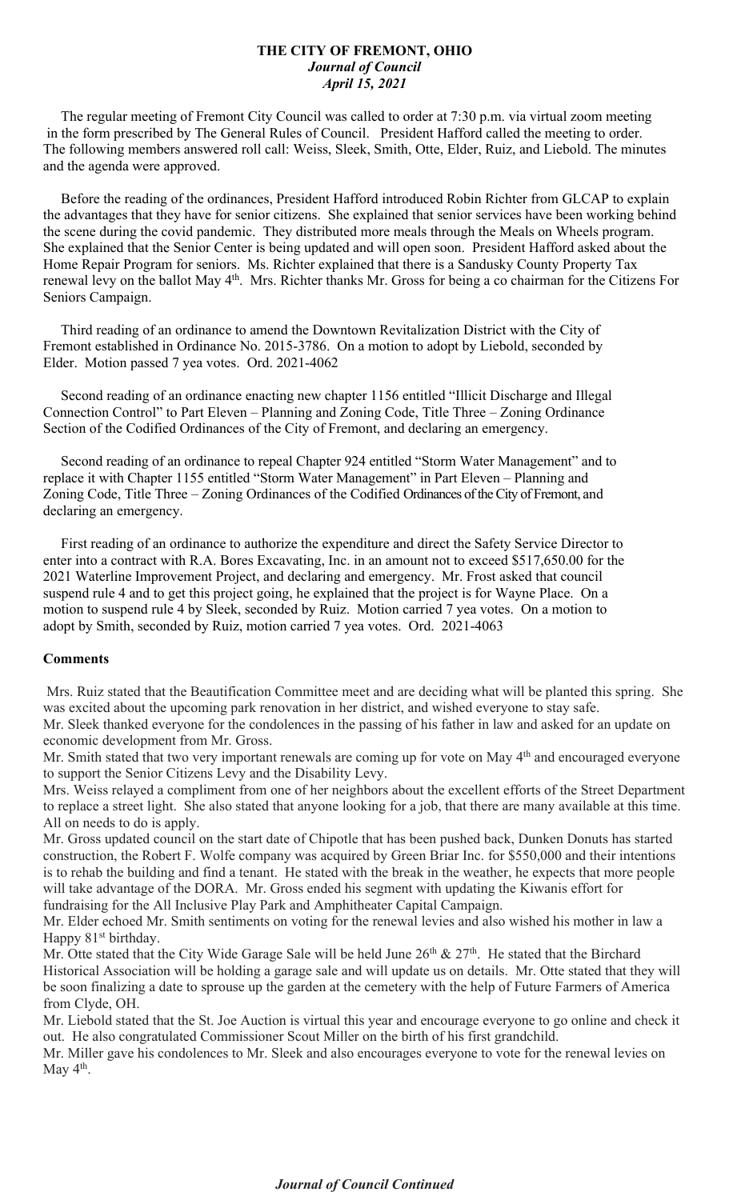# THE CITY OF FREMONT, OHIO

***Journal of Council***

***April 15, 2021***

The regular meeting of Fremont City Council was called to order at 7:30 p.m. via virtual zoom meeting in the form prescribed by The General Rules of Council. President Hafford called the meeting to order. The following members answered roll call: Weiss, Sleek, Smith, Otte, Elder, Ruiz, and Liebold. The minutes and the agenda were approved.

Before the reading of the ordinances, President Hafford introduced Robin Richter from GLCAP to explain the advantages that they have for senior citizens. She explained that senior services have been working behind the scene during the covid pandemic. They distributed more meals through the Meals on Wheels program. She explained that the Senior Center is being updated and will open soon. President Hafford asked about the Home Repair Program for seniors. Ms. Richter explained that there is a Sandusky County Property Tax renewal levy on the ballot May 4th. Mrs. Richter thanks Mr. Gross for being a co chairman for the Citizens For Seniors Campaign.

Third reading of an ordinance to amend the Downtown Revitalization District with the City of Fremont established in Ordinance No. 2015-3786. On a motion to adopt by Liebold, seconded by Elder. Motion passed 7 yea votes. Ord. 2021-4062

Second reading of an ordinance enacting new chapter 1156 entitled "Illicit Discharge and Illegal Connection Control" to Part Eleven – Planning and Zoning Code, Title Three – Zoning Ordinance Section of the Codified Ordinances of the City of Fremont, and declaring an emergency.

Second reading of an ordinance to repeal Chapter 924 entitled "Storm Water Management" and to replace it with Chapter 1155 entitled "Storm Water Management" in Part Eleven – Planning and Zoning Code, Title Three – Zoning Ordinances of the Codified Ordinances of the City of Fremont, and declaring an emergency.

First reading of an ordinance to authorize the expenditure and direct the Safety Service Director to enter into a contract with R.A. Bores Excavating, Inc. in an amount not to exceed $517,650.00 for the 2021 Waterline Improvement Project, and declaring and emergency. Mr. Frost asked that council suspend rule 4 and to get this project going, he explained that the project is for Wayne Place. On a motion to suspend rule 4 by Sleek, seconded by Ruiz. Motion carried 7 yea votes. On a motion to adopt by Smith, seconded by Ruiz, motion carried 7 yea votes. Ord. 2021-4063

**Comments**

Mrs. Ruiz stated that the Beautification Committee meet and are deciding what will be planted this spring. She was excited about the upcoming park renovation in her district, and wished everyone to stay safe.

Mr. Sleek thanked everyone for the condolences in the passing of his father in law and asked for an update on economic development from Mr. Gross.

Mr. Smith stated that two very important renewals are coming up for vote on May 4th and encouraged everyone to support the Senior Citizens Levy and the Disability Levy.

Mrs. Weiss relayed a compliment from one of her neighbors about the excellent efforts of the Street Department to replace a street light. She also stated that anyone looking for a job, that there are many available at this time. All on needs to do is apply.

Mr. Gross updated council on the start date of Chipotle that has been pushed back, Dunken Donuts has started construction, the Robert F. Wolfe company was acquired by Green Briar Inc. for $550,000 and their intentions is to rehab the building and find a tenant. He stated with the break in the weather, he expects that more people will take advantage of the DORA. Mr. Gross ended his segment with updating the Kiwanis effort for fundraising for the All Inclusive Play Park and Amphitheater Capital Campaign.

Mr. Elder echoed Mr. Smith sentiments on voting for the renewal levies and also wished his mother in law a Happy 81st birthday.

Mr. Otte stated that the City Wide Garage Sale will be held June 26th & 27th. He stated that the Birchard Historical Association will be holding a garage sale and will update us on details. Mr. Otte stated that they will be soon finalizing a date to sprouse up the garden at the cemetery with the help of Future Farmers of America from Clyde, OH.

Mr. Liebold stated that the St. Joe Auction is virtual this year and encourage everyone to go online and check it out. He also congratulated Commissioner Scout Miller on the birth of his first grandchild.

Mr. Miller gave his condolences to Mr. Sleek and also encourages everyone to vote for the renewal levies on May 4th.

***Journal of Council Continued***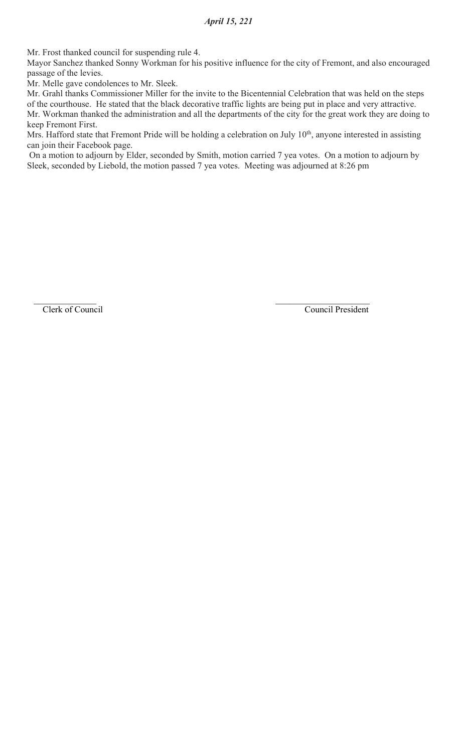Mr. Frost thanked council for suspending rule 4.

Mayor Sanchez thanked Sonny Workman for his positive influence for the city of Fremont, and also encouraged passage of the levies.

Mr. Melle gave condolences to Mr. Sleek.

Mr. Grahl thanks Commissioner Miller for the invite to the Bicentennial Celebration that was held on the steps of the courthouse. He stated that the black decorative traffic lights are being put in place and very attractive.

Mr. Workman thanked the administration and all the departments of the city for the great work they are doing to keep Fremont First.

Mrs. Hafford state that Fremont Pride will be holding a celebration on July 10th, anyone interested in assisting can join their Facebook page.

On a motion to adjourn by Elder, seconded by Smith, motion carried 7 yea votes. On a motion to adjourn by Sleek, seconded by Liebold, the motion passed 7 yea votes. Meeting was adjourned at 8:26 pm

\_\_\_\_\_\_\_\_\_\_\_\_\_\_\_\_\_
Clerk of Council

\_\_\_\_\_\_\_\_\_\_\_\_\_\_\_\_\_\_\_\_\_\_\_
Council President